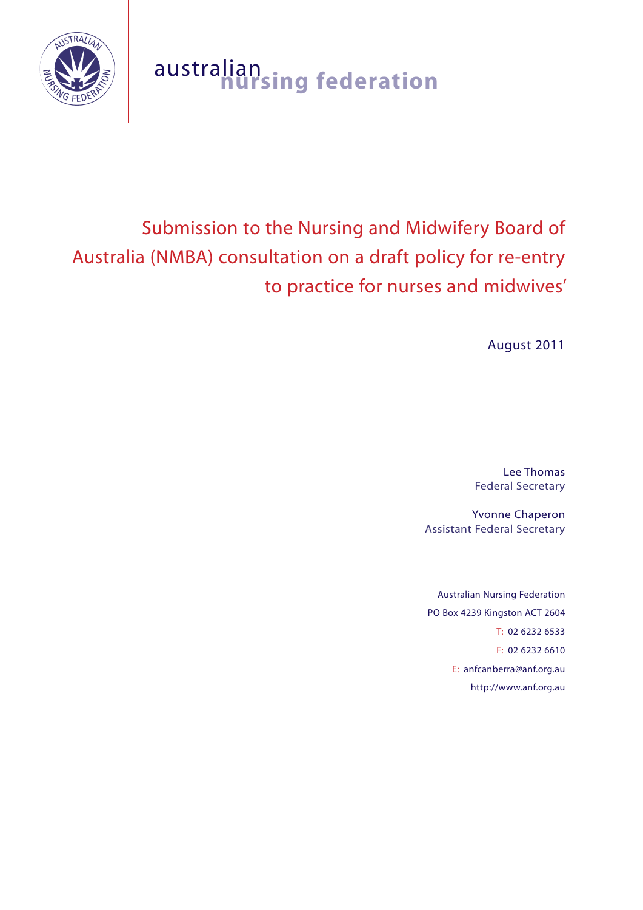australian nursing federation

# Submission to the Nursing and Midwifery Board of Australia (NMBA) consultation on a draft policy for re-entry to practice for nurses and midwives'

August 2011

---

Lee Thomas
Federal Secretary

Yvonne Chaperon
Assistant Federal Secretary

Australian Nursing Federation
PO Box 4239 Kingston ACT 2604
T: 02 6232 6533
F: 02 6232 6610
E: anfcanberra@anf.org.au
http://www.anf.org.au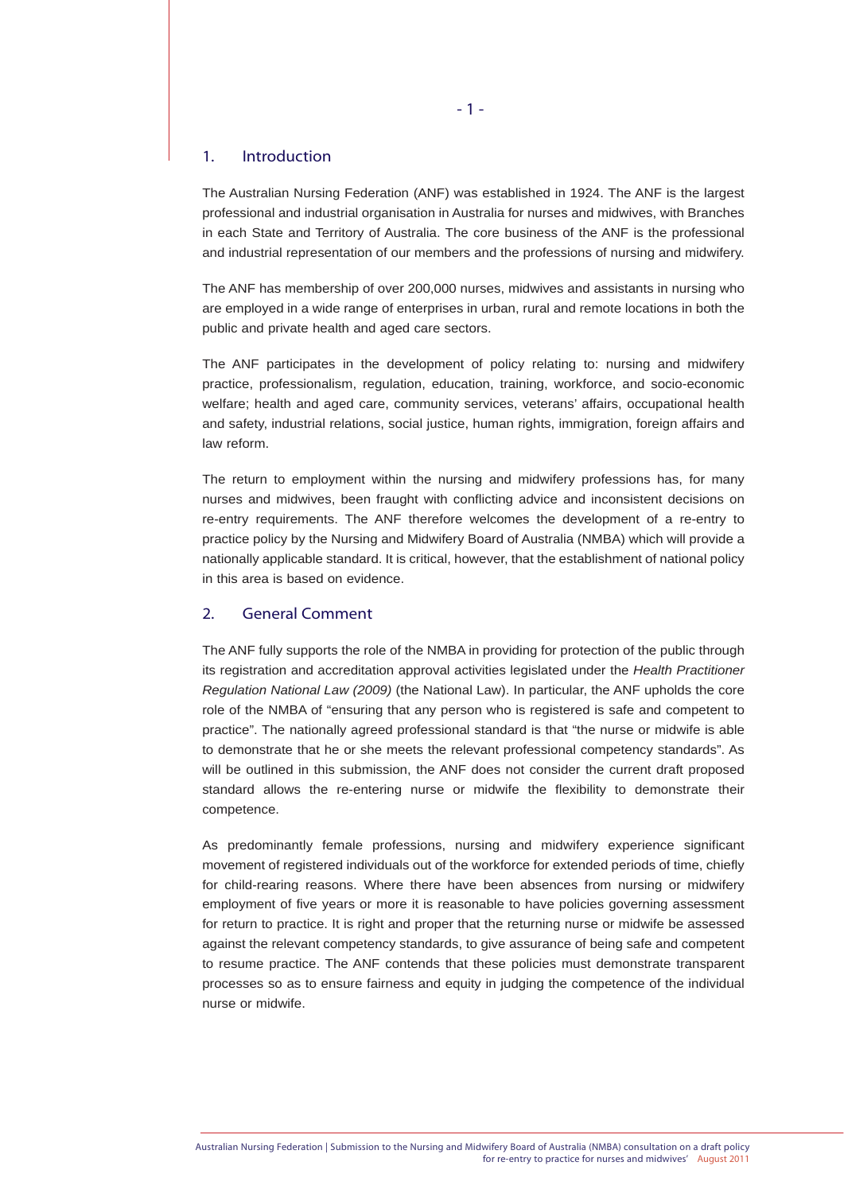## 1. Introduction

The Australian Nursing Federation (ANF) was established in 1924. The ANF is the largest professional and industrial organisation in Australia for nurses and midwives, with Branches in each State and Territory of Australia. The core business of the ANF is the professional and industrial representation of our members and the professions of nursing and midwifery.

The ANF has membership of over 200,000 nurses, midwives and assistants in nursing who are employed in a wide range of enterprises in urban, rural and remote locations in both the public and private health and aged care sectors.

The ANF participates in the development of policy relating to: nursing and midwifery practice, professionalism, regulation, education, training, workforce, and socio-economic welfare; health and aged care, community services, veterans' affairs, occupational health and safety, industrial relations, social justice, human rights, immigration, foreign affairs and law reform.

The return to employment within the nursing and midwifery professions has, for many nurses and midwives, been fraught with conflicting advice and inconsistent decisions on re-entry requirements. The ANF therefore welcomes the development of a re-entry to practice policy by the Nursing and Midwifery Board of Australia (NMBA) which will provide a nationally applicable standard. It is critical, however, that the establishment of national policy in this area is based on evidence.

## 2. General Comment

The ANF fully supports the role of the NMBA in providing for protection of the public through its registration and accreditation approval activities legislated under the *Health Practitioner Regulation National Law (2009)* (the National Law). In particular, the ANF upholds the core role of the NMBA of "ensuring that any person who is registered is safe and competent to practice". The nationally agreed professional standard is that "the nurse or midwife is able to demonstrate that he or she meets the relevant professional competency standards". As will be outlined in this submission, the ANF does not consider the current draft proposed standard allows the re-entering nurse or midwife the flexibility to demonstrate their competence.

As predominantly female professions, nursing and midwifery experience significant movement of registered individuals out of the workforce for extended periods of time, chiefly for child-rearing reasons. Where there have been absences from nursing or midwifery employment of five years or more it is reasonable to have policies governing assessment for return to practice. It is right and proper that the returning nurse or midwife be assessed against the relevant competency standards, to give assurance of being safe and competent to resume practice. The ANF contends that these policies must demonstrate transparent processes so as to ensure fairness and equity in judging the competence of the individual nurse or midwife.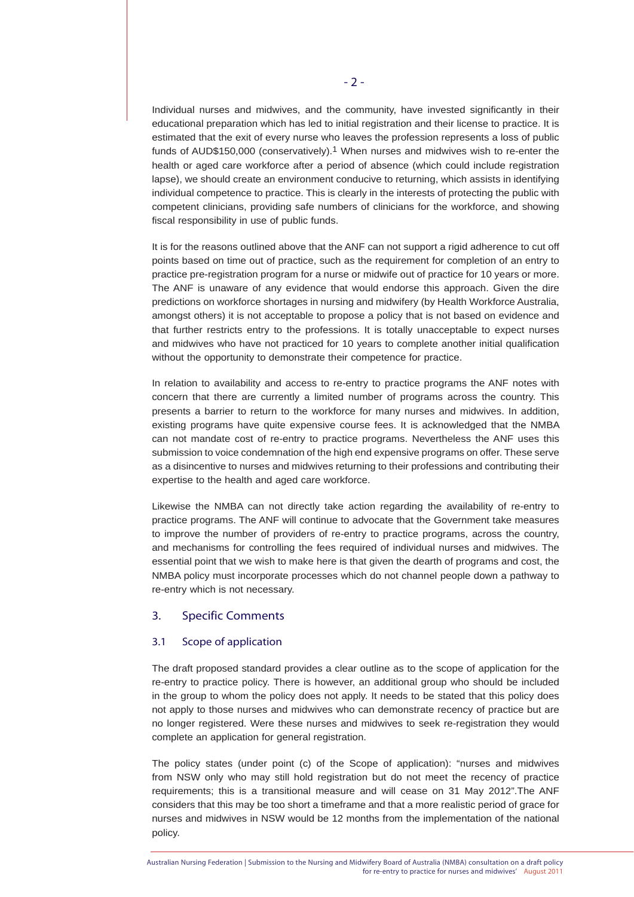Individual nurses and midwives, and the community, have invested significantly in their educational preparation which has led to initial registration and their license to practice. It is estimated that the exit of every nurse who leaves the profession represents a loss of public funds of AUD$150,000 (conservatively).[1] When nurses and midwives wish to re-enter the health or aged care workforce after a period of absence (which could include registration lapse), we should create an environment conducive to returning, which assists in identifying individual competence to practice. This is clearly in the interests of protecting the public with competent clinicians, providing safe numbers of clinicians for the workforce, and showing fiscal responsibility in use of public funds.

It is for the reasons outlined above that the ANF can not support a rigid adherence to cut off points based on time out of practice, such as the requirement for completion of an entry to practice pre-registration program for a nurse or midwife out of practice for 10 years or more. The ANF is unaware of any evidence that would endorse this approach. Given the dire predictions on workforce shortages in nursing and midwifery (by Health Workforce Australia, amongst others) it is not acceptable to propose a policy that is not based on evidence and that further restricts entry to the professions. It is totally unacceptable to expect nurses and midwives who have not practiced for 10 years to complete another initial qualification without the opportunity to demonstrate their competence for practice.

In relation to availability and access to re-entry to practice programs the ANF notes with concern that there are currently a limited number of programs across the country. This presents a barrier to return to the workforce for many nurses and midwives. In addition, existing programs have quite expensive course fees. It is acknowledged that the NMBA can not mandate cost of re-entry to practice programs. Nevertheless the ANF uses this submission to voice condemnation of the high end expensive programs on offer. These serve as a disincentive to nurses and midwives returning to their professions and contributing their expertise to the health and aged care workforce.

Likewise the NMBA can not directly take action regarding the availability of re-entry to practice programs. The ANF will continue to advocate that the Government take measures to improve the number of providers of re-entry to practice programs, across the country, and mechanisms for controlling the fees required of individual nurses and midwives. The essential point that we wish to make here is that given the dearth of programs and cost, the NMBA policy must incorporate processes which do not channel people down a pathway to re-entry which is not necessary.

## 3. Specific Comments

### 3.1 Scope of application

The draft proposed standard provides a clear outline as to the scope of application for the re-entry to practice policy. There is however, an additional group who should be included in the group to whom the policy does not apply. It needs to be stated that this policy does not apply to those nurses and midwives who can demonstrate recency of practice but are no longer registered. Were these nurses and midwives to seek re-registration they would complete an application for general registration.

The policy states (under point (c) of the Scope of application): "nurses and midwives from NSW only who may still hold registration but do not meet the recency of practice requirements; this is a transitional measure and will cease on 31 May 2012".The ANF considers that this may be too short a timeframe and that a more realistic period of grace for nurses and midwives in NSW would be 12 months from the implementation of the national policy.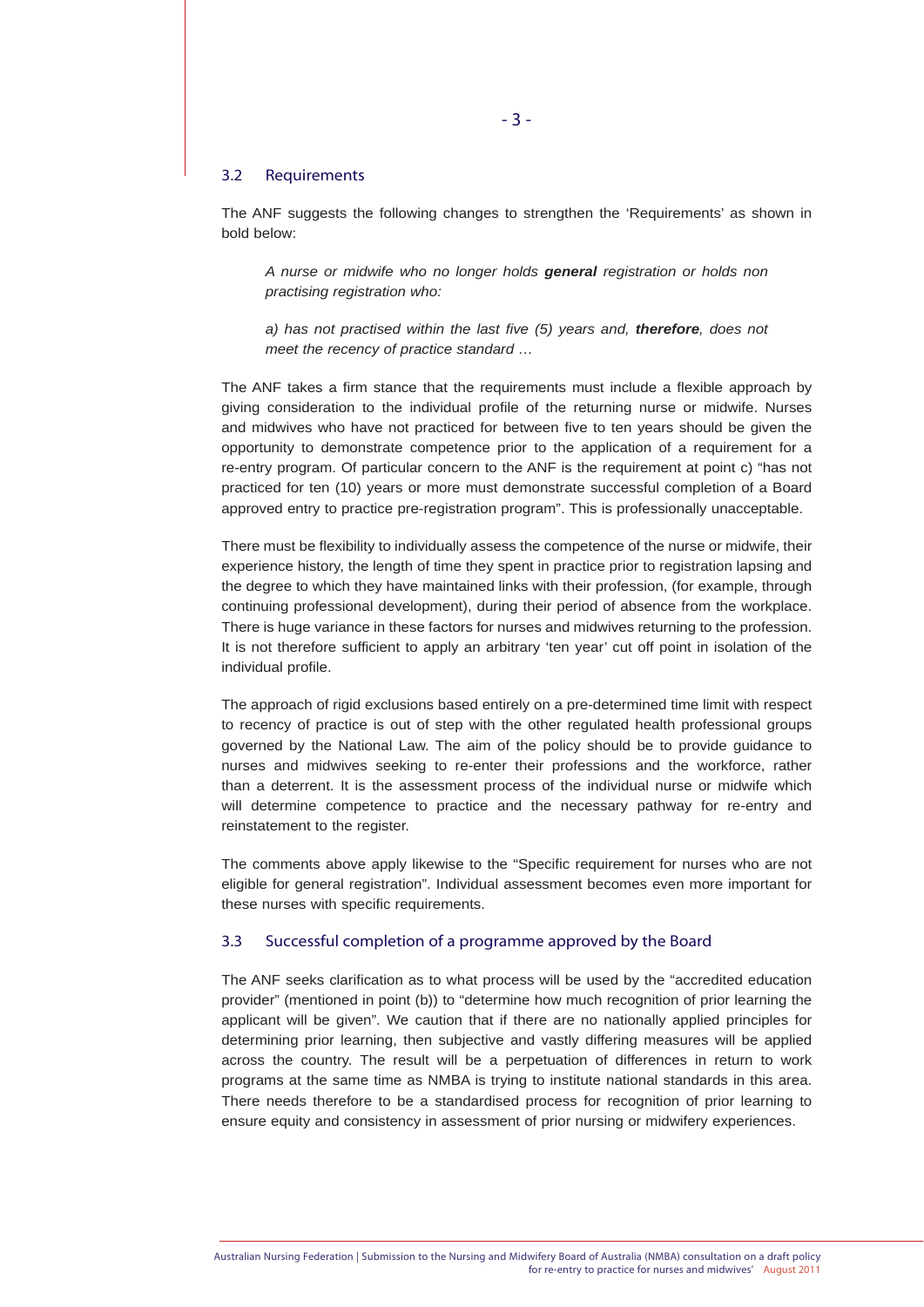### 3.2 Requirements

The ANF suggests the following changes to strengthen the 'Requirements' as shown in bold below:

> *A nurse or midwife who no longer holds **general** registration or holds non practising registration who:*
>
> *a) has not practised within the last five (5) years and, **therefore**, does not meet the recency of practice standard …*

The ANF takes a firm stance that the requirements must include a flexible approach by giving consideration to the individual profile of the returning nurse or midwife. Nurses and midwives who have not practiced for between five to ten years should be given the opportunity to demonstrate competence prior to the application of a requirement for a re-entry program. Of particular concern to the ANF is the requirement at point c) "has not practiced for ten (10) years or more must demonstrate successful completion of a Board approved entry to practice pre-registration program". This is professionally unacceptable.

There must be flexibility to individually assess the competence of the nurse or midwife, their experience history, the length of time they spent in practice prior to registration lapsing and the degree to which they have maintained links with their profession, (for example, through continuing professional development), during their period of absence from the workplace. There is huge variance in these factors for nurses and midwives returning to the profession. It is not therefore sufficient to apply an arbitrary 'ten year' cut off point in isolation of the individual profile.

The approach of rigid exclusions based entirely on a pre-determined time limit with respect to recency of practice is out of step with the other regulated health professional groups governed by the National Law. The aim of the policy should be to provide guidance to nurses and midwives seeking to re-enter their professions and the workforce, rather than a deterrent. It is the assessment process of the individual nurse or midwife which will determine competence to practice and the necessary pathway for re-entry and reinstatement to the register.

The comments above apply likewise to the "Specific requirement for nurses who are not eligible for general registration". Individual assessment becomes even more important for these nurses with specific requirements.

### 3.3 Successful completion of a programme approved by the Board

The ANF seeks clarification as to what process will be used by the "accredited education provider" (mentioned in point (b)) to "determine how much recognition of prior learning the applicant will be given". We caution that if there are no nationally applied principles for determining prior learning, then subjective and vastly differing measures will be applied across the country. The result will be a perpetuation of differences in return to work programs at the same time as NMBA is trying to institute national standards in this area. There needs therefore to be a standardised process for recognition of prior learning to ensure equity and consistency in assessment of prior nursing or midwifery experiences.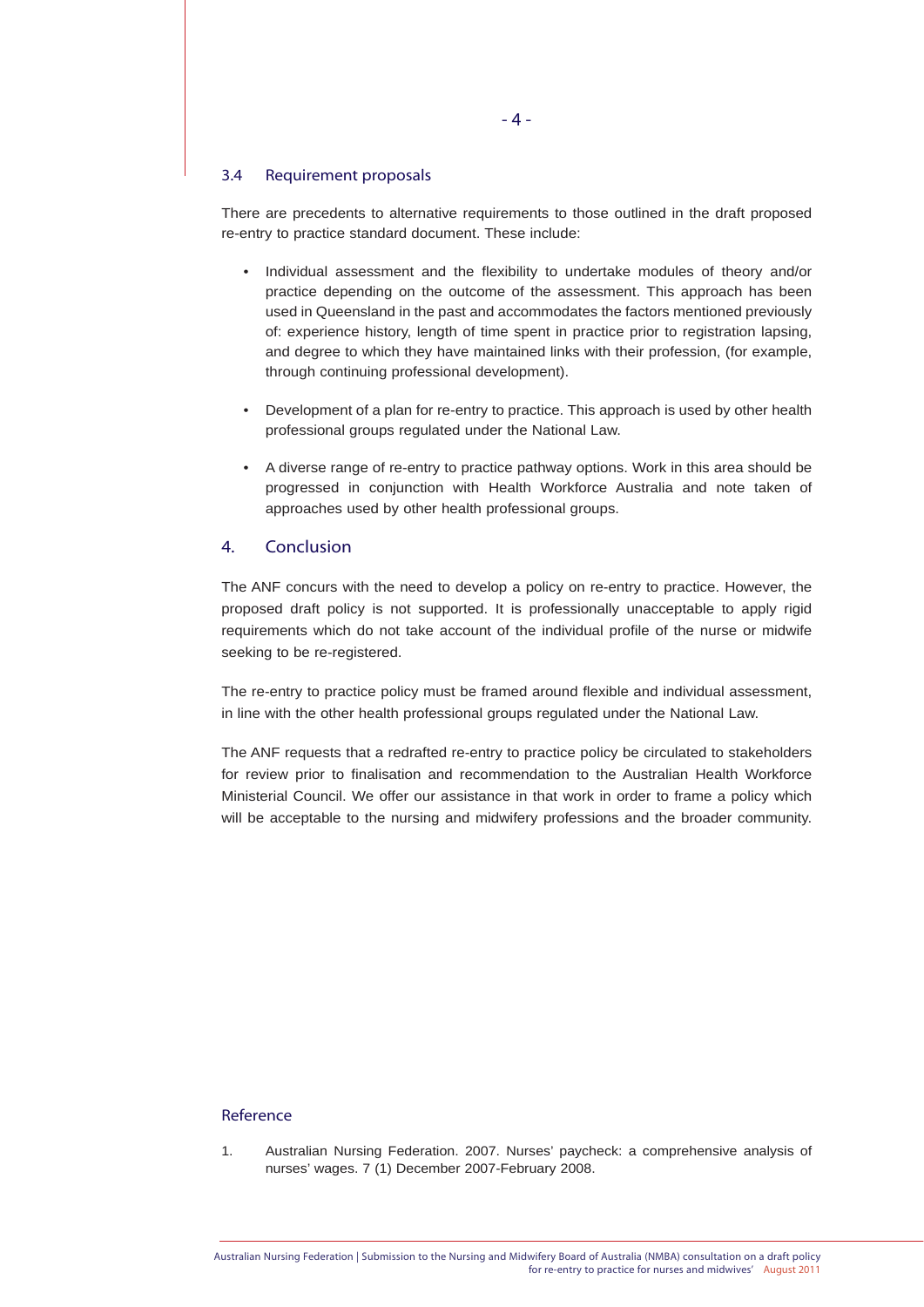### 3.4 Requirement proposals

There are precedents to alternative requirements to those outlined in the draft proposed re-entry to practice standard document. These include:

- Individual assessment and the flexibility to undertake modules of theory and/or practice depending on the outcome of the assessment. This approach has been used in Queensland in the past and accommodates the factors mentioned previously of: experience history, length of time spent in practice prior to registration lapsing, and degree to which they have maintained links with their profession, (for example, through continuing professional development).

- Development of a plan for re-entry to practice. This approach is used by other health professional groups regulated under the National Law.

- A diverse range of re-entry to practice pathway options. Work in this area should be progressed in conjunction with Health Workforce Australia and note taken of approaches used by other health professional groups.

## 4. Conclusion

The ANF concurs with the need to develop a policy on re-entry to practice. However, the proposed draft policy is not supported. It is professionally unacceptable to apply rigid requirements which do not take account of the individual profile of the nurse or midwife seeking to be re-registered.

The re-entry to practice policy must be framed around flexible and individual assessment, in line with the other health professional groups regulated under the National Law.

The ANF requests that a redrafted re-entry to practice policy be circulated to stakeholders for review prior to finalisation and recommendation to the Australian Health Workforce Ministerial Council. We offer our assistance in that work in order to frame a policy which will be acceptable to the nursing and midwifery professions and the broader community.

### Reference

1. Australian Nursing Federation. 2007. Nurses' paycheck: a comprehensive analysis of nurses' wages. 7 (1) December 2007-February 2008.